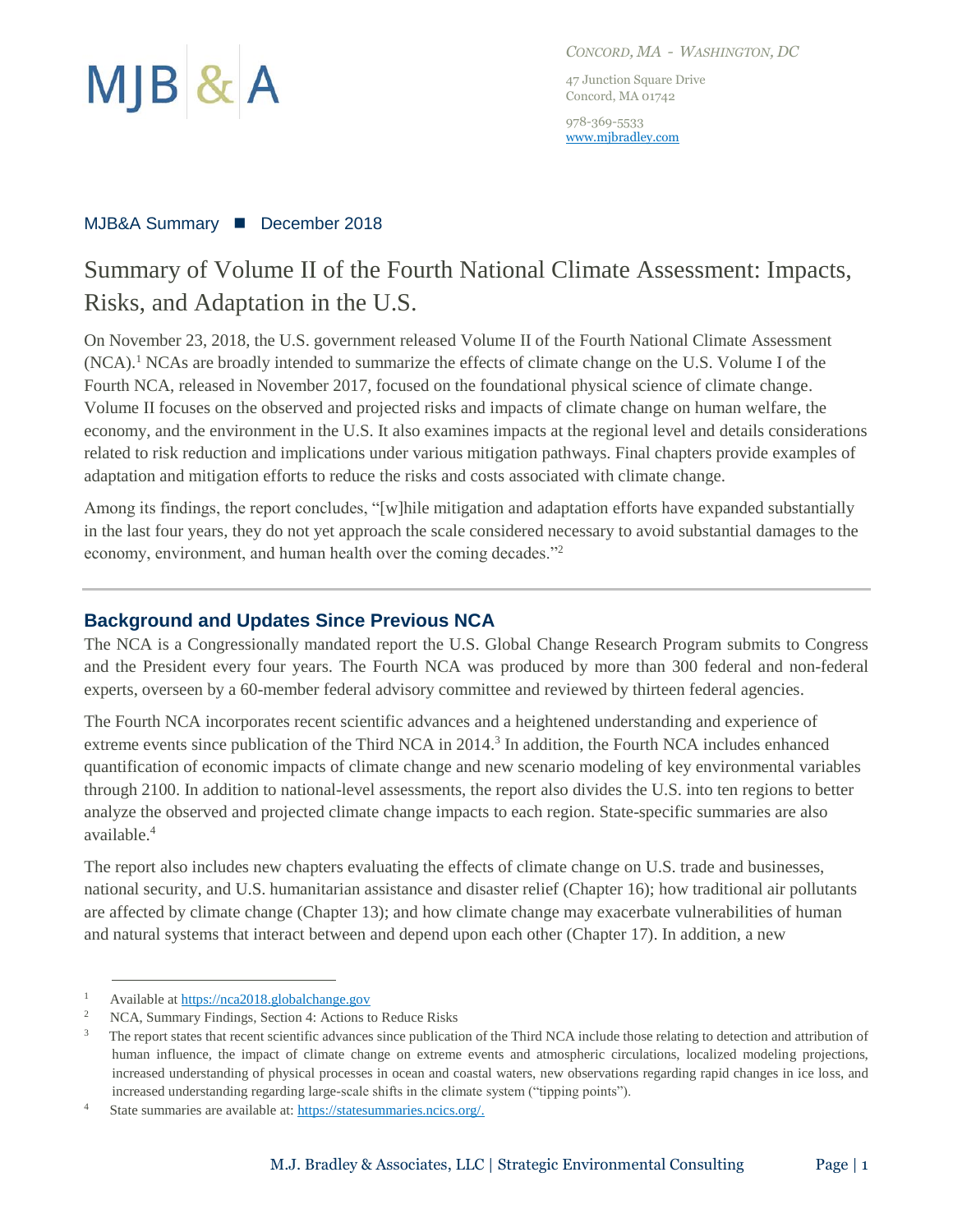MJB & A

*CONCORD, MA - WASHINGTON, DC*

47 Junction Square Drive
Concord, MA 01742

978-369-5533
www.mjbradley.com

MJB&A Summary ■ December 2018

# Summary of Volume II of the Fourth National Climate Assessment: Impacts, Risks, and Adaptation in the U.S.

On November 23, 2018, the U.S. government released Volume II of the Fourth National Climate Assessment (NCA).[1] NCAs are broadly intended to summarize the effects of climate change on the U.S. Volume I of the Fourth NCA, released in November 2017, focused on the foundational physical science of climate change. Volume II focuses on the observed and projected risks and impacts of climate change on human welfare, the economy, and the environment in the U.S. It also examines impacts at the regional level and details considerations related to risk reduction and implications under various mitigation pathways. Final chapters provide examples of adaptation and mitigation efforts to reduce the risks and costs associated with climate change.

Among its findings, the report concludes, "[w]hile mitigation and adaptation efforts have expanded substantially in the last four years, they do not yet approach the scale considered necessary to avoid substantial damages to the economy, environment, and human health over the coming decades."[2]

## Background and Updates Since Previous NCA

The NCA is a Congressionally mandated report the U.S. Global Change Research Program submits to Congress and the President every four years. The Fourth NCA was produced by more than 300 federal and non-federal experts, overseen by a 60-member federal advisory committee and reviewed by thirteen federal agencies.

The Fourth NCA incorporates recent scientific advances and a heightened understanding and experience of extreme events since publication of the Third NCA in 2014.[3] In addition, the Fourth NCA includes enhanced quantification of economic impacts of climate change and new scenario modeling of key environmental variables through 2100. In addition to national-level assessments, the report also divides the U.S. into ten regions to better analyze the observed and projected climate change impacts to each region. State-specific summaries are also available.[4]

The report also includes new chapters evaluating the effects of climate change on U.S. trade and businesses, national security, and U.S. humanitarian assistance and disaster relief (Chapter 16); how traditional air pollutants are affected by climate change (Chapter 13); and how climate change may exacerbate vulnerabilities of human and natural systems that interact between and depend upon each other (Chapter 17). In addition, a new

---

1. Available at https://nca2018.globalchange.gov
2. NCA, Summary Findings, Section 4: Actions to Reduce Risks
3. The report states that recent scientific advances since publication of the Third NCA include those relating to detection and attribution of human influence, the impact of climate change on extreme events and atmospheric circulations, localized modeling projections, increased understanding of physical processes in ocean and coastal waters, new observations regarding rapid changes in ice loss, and increased understanding regarding large-scale shifts in the climate system ("tipping points").
4. State summaries are available at: https://statesummaries.ncics.org/.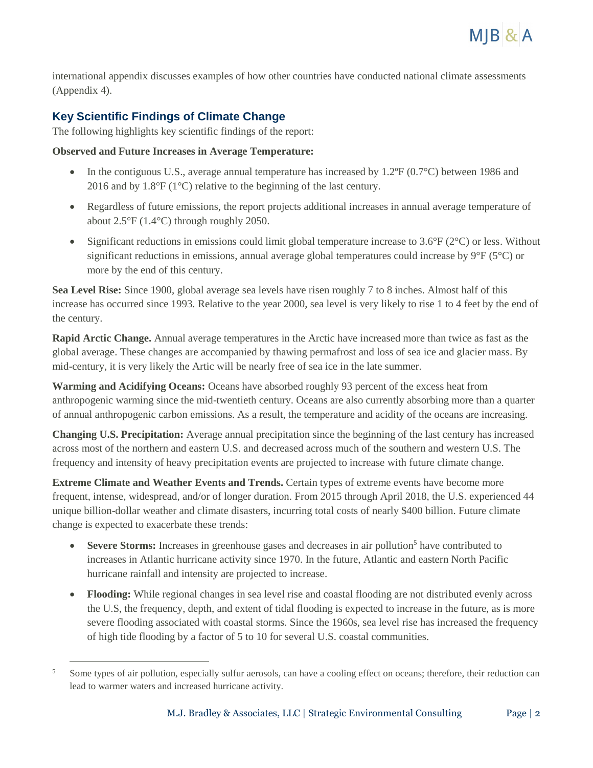international appendix discusses examples of how other countries have conducted national climate assessments (Appendix 4).

## Key Scientific Findings of Climate Change

The following highlights key scientific findings of the report:

**Observed and Future Increases in Average Temperature:**

- In the contiguous U.S., average annual temperature has increased by 1.2ºF (0.7°C) between 1986 and 2016 and by 1.8°F (1°C) relative to the beginning of the last century.
- Regardless of future emissions, the report projects additional increases in annual average temperature of about 2.5°F (1.4°C) through roughly 2050.
- Significant reductions in emissions could limit global temperature increase to 3.6°F (2°C) or less. Without significant reductions in emissions, annual average global temperatures could increase by 9°F (5°C) or more by the end of this century.

**Sea Level Rise:** Since 1900, global average sea levels have risen roughly 7 to 8 inches. Almost half of this increase has occurred since 1993. Relative to the year 2000, sea level is very likely to rise 1 to 4 feet by the end of the century.

**Rapid Arctic Change.** Annual average temperatures in the Arctic have increased more than twice as fast as the global average. These changes are accompanied by thawing permafrost and loss of sea ice and glacier mass. By mid-century, it is very likely the Artic will be nearly free of sea ice in the late summer.

**Warming and Acidifying Oceans:** Oceans have absorbed roughly 93 percent of the excess heat from anthropogenic warming since the mid-twentieth century. Oceans are also currently absorbing more than a quarter of annual anthropogenic carbon emissions. As a result, the temperature and acidity of the oceans are increasing.

**Changing U.S. Precipitation:** Average annual precipitation since the beginning of the last century has increased across most of the northern and eastern U.S. and decreased across much of the southern and western U.S. The frequency and intensity of heavy precipitation events are projected to increase with future climate change.

**Extreme Climate and Weather Events and Trends.** Certain types of extreme events have become more frequent, intense, widespread, and/or of longer duration. From 2015 through April 2018, the U.S. experienced 44 unique billion-dollar weather and climate disasters, incurring total costs of nearly $400 billion. Future climate change is expected to exacerbate these trends:

- **Severe Storms:** Increases in greenhouse gases and decreases in air pollution[5] have contributed to increases in Atlantic hurricane activity since 1970. In the future, Atlantic and eastern North Pacific hurricane rainfall and intensity are projected to increase.
- **Flooding:** While regional changes in sea level rise and coastal flooding are not distributed evenly across the U.S, the frequency, depth, and extent of tidal flooding is expected to increase in the future, as is more severe flooding associated with coastal storms. Since the 1960s, sea level rise has increased the frequency of high tide flooding by a factor of 5 to 10 for several U.S. coastal communities.

[5] Some types of air pollution, especially sulfur aerosols, can have a cooling effect on oceans; therefore, their reduction can lead to warmer waters and increased hurricane activity.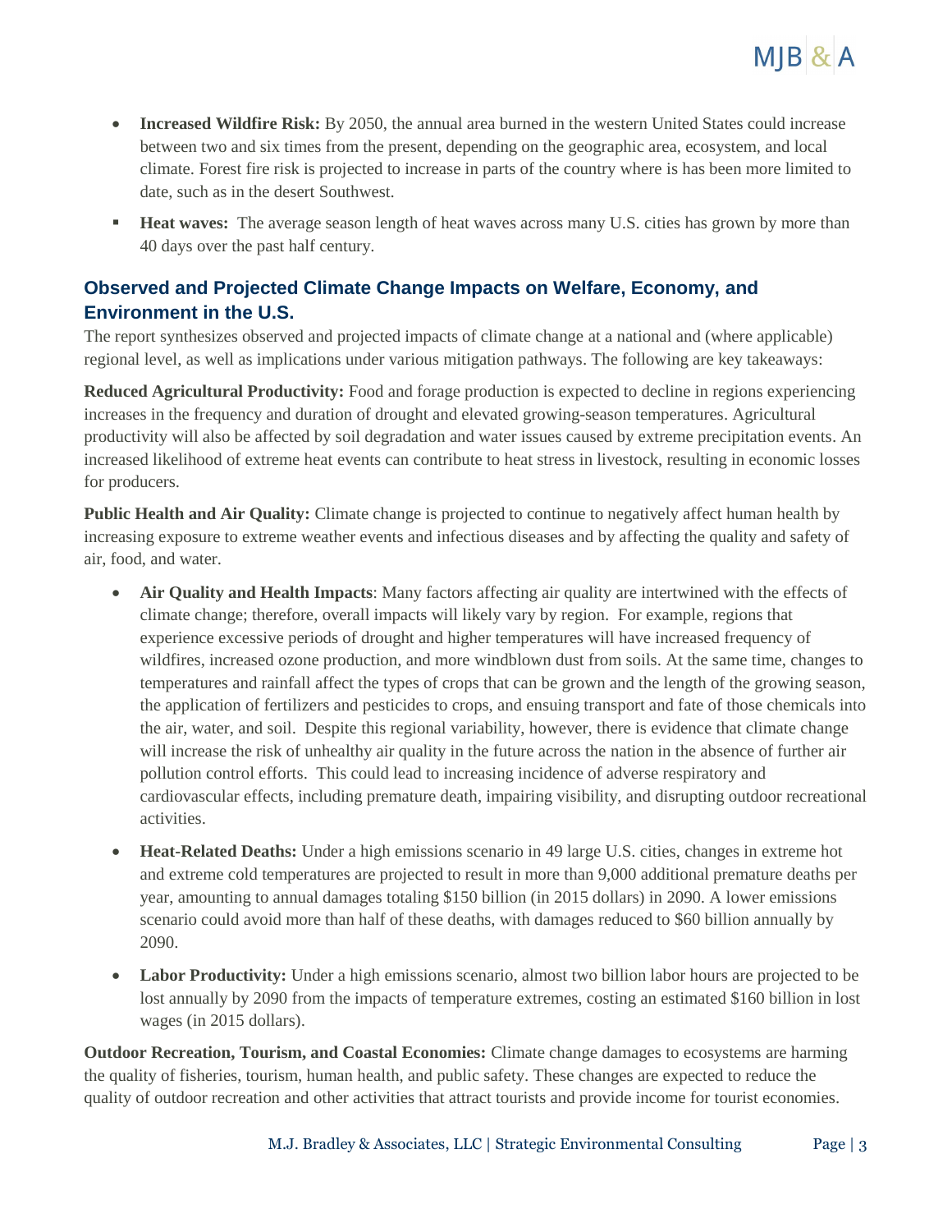- **Increased Wildfire Risk:** By 2050, the annual area burned in the western United States could increase between two and six times from the present, depending on the geographic area, ecosystem, and local climate. Forest fire risk is projected to increase in parts of the country where is has been more limited to date, such as in the desert Southwest.
- **Heat waves:** The average season length of heat waves across many U.S. cities has grown by more than 40 days over the past half century.

## Observed and Projected Climate Change Impacts on Welfare, Economy, and Environment in the U.S.

The report synthesizes observed and projected impacts of climate change at a national and (where applicable) regional level, as well as implications under various mitigation pathways. The following are key takeaways:

**Reduced Agricultural Productivity:** Food and forage production is expected to decline in regions experiencing increases in the frequency and duration of drought and elevated growing-season temperatures. Agricultural productivity will also be affected by soil degradation and water issues caused by extreme precipitation events. An increased likelihood of extreme heat events can contribute to heat stress in livestock, resulting in economic losses for producers.

**Public Health and Air Quality:** Climate change is projected to continue to negatively affect human health by increasing exposure to extreme weather events and infectious diseases and by affecting the quality and safety of air, food, and water.

- **Air Quality and Health Impacts**: Many factors affecting air quality are intertwined with the effects of climate change; therefore, overall impacts will likely vary by region. For example, regions that experience excessive periods of drought and higher temperatures will have increased frequency of wildfires, increased ozone production, and more windblown dust from soils. At the same time, changes to temperatures and rainfall affect the types of crops that can be grown and the length of the growing season, the application of fertilizers and pesticides to crops, and ensuing transport and fate of those chemicals into the air, water, and soil. Despite this regional variability, however, there is evidence that climate change will increase the risk of unhealthy air quality in the future across the nation in the absence of further air pollution control efforts. This could lead to increasing incidence of adverse respiratory and cardiovascular effects, including premature death, impairing visibility, and disrupting outdoor recreational activities.
- **Heat-Related Deaths:** Under a high emissions scenario in 49 large U.S. cities, changes in extreme hot and extreme cold temperatures are projected to result in more than 9,000 additional premature deaths per year, amounting to annual damages totaling $150 billion (in 2015 dollars) in 2090. A lower emissions scenario could avoid more than half of these deaths, with damages reduced to $60 billion annually by 2090.
- **Labor Productivity:** Under a high emissions scenario, almost two billion labor hours are projected to be lost annually by 2090 from the impacts of temperature extremes, costing an estimated $160 billion in lost wages (in 2015 dollars).

**Outdoor Recreation, Tourism, and Coastal Economies:** Climate change damages to ecosystems are harming the quality of fisheries, tourism, human health, and public safety. These changes are expected to reduce the quality of outdoor recreation and other activities that attract tourists and provide income for tourist economies.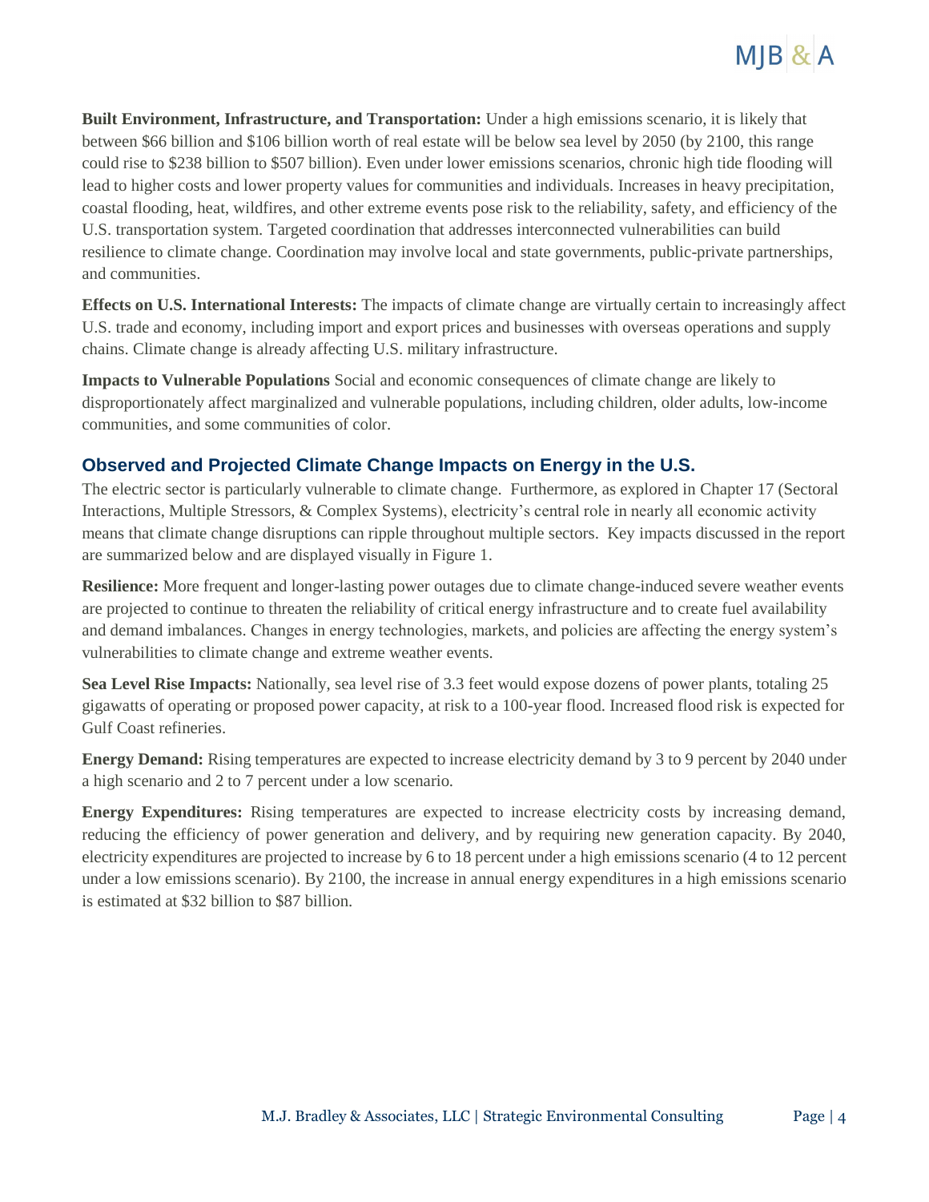**Built Environment, Infrastructure, and Transportation:** Under a high emissions scenario, it is likely that between $66 billion and $106 billion worth of real estate will be below sea level by 2050 (by 2100, this range could rise to $238 billion to $507 billion). Even under lower emissions scenarios, chronic high tide flooding will lead to higher costs and lower property values for communities and individuals. Increases in heavy precipitation, coastal flooding, heat, wildfires, and other extreme events pose risk to the reliability, safety, and efficiency of the U.S. transportation system. Targeted coordination that addresses interconnected vulnerabilities can build resilience to climate change. Coordination may involve local and state governments, public-private partnerships, and communities.

**Effects on U.S. International Interests:** The impacts of climate change are virtually certain to increasingly affect U.S. trade and economy, including import and export prices and businesses with overseas operations and supply chains. Climate change is already affecting U.S. military infrastructure.

**Impacts to Vulnerable Populations** Social and economic consequences of climate change are likely to disproportionately affect marginalized and vulnerable populations, including children, older adults, low-income communities, and some communities of color.

## Observed and Projected Climate Change Impacts on Energy in the U.S.

The electric sector is particularly vulnerable to climate change. Furthermore, as explored in Chapter 17 (Sectoral Interactions, Multiple Stressors, & Complex Systems), electricity's central role in nearly all economic activity means that climate change disruptions can ripple throughout multiple sectors. Key impacts discussed in the report are summarized below and are displayed visually in Figure 1.

**Resilience:** More frequent and longer-lasting power outages due to climate change-induced severe weather events are projected to continue to threaten the reliability of critical energy infrastructure and to create fuel availability and demand imbalances. Changes in energy technologies, markets, and policies are affecting the energy system's vulnerabilities to climate change and extreme weather events.

**Sea Level Rise Impacts:** Nationally, sea level rise of 3.3 feet would expose dozens of power plants, totaling 25 gigawatts of operating or proposed power capacity, at risk to a 100-year flood. Increased flood risk is expected for Gulf Coast refineries.

**Energy Demand:** Rising temperatures are expected to increase electricity demand by 3 to 9 percent by 2040 under a high scenario and 2 to 7 percent under a low scenario.

**Energy Expenditures:** Rising temperatures are expected to increase electricity costs by increasing demand, reducing the efficiency of power generation and delivery, and by requiring new generation capacity. By 2040, electricity expenditures are projected to increase by 6 to 18 percent under a high emissions scenario (4 to 12 percent under a low emissions scenario). By 2100, the increase in annual energy expenditures in a high emissions scenario is estimated at $32 billion to $87 billion.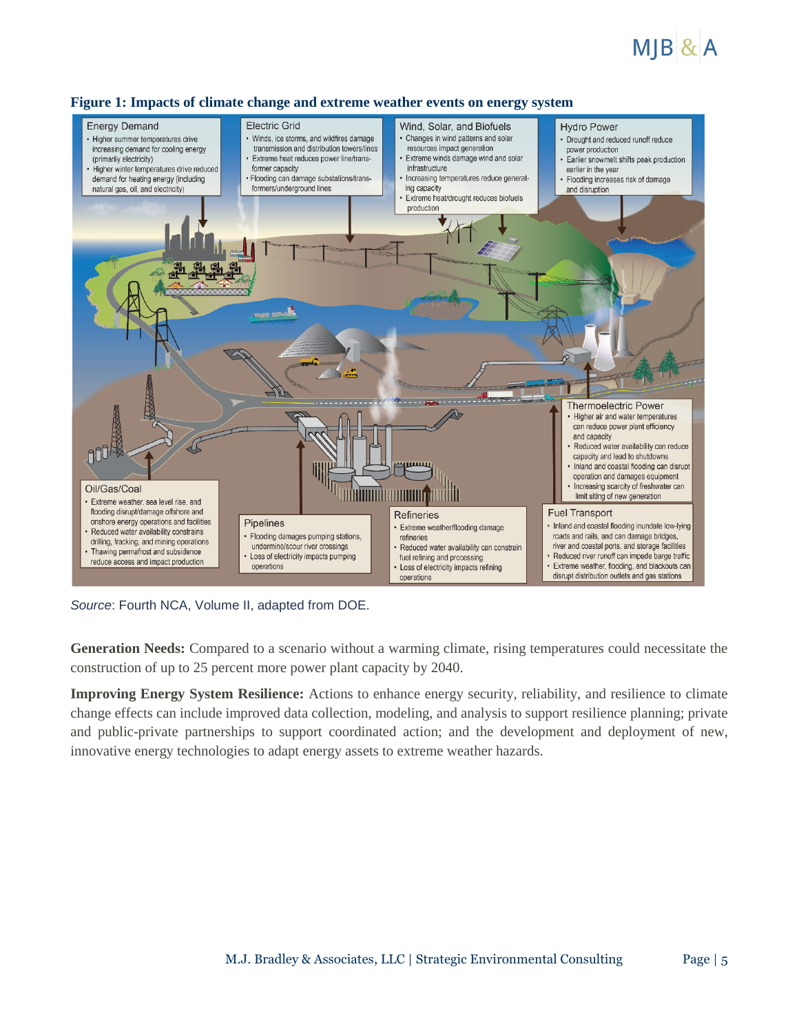**Figure 1: Impacts of climate change and extreme weather events on energy system**

Energy Demand
- Higher summer temperatures drive increasing demand for cooling energy (primarily electricity)
- Higher winter temperatures drive reduced demand for heating energy (including natural gas, oil, and electricity)

Electric Grid
- Winds, ice storms, and wildfires damage transmission and distribution towers/lines
- Extreme heat reduces power line/transformer capacity
- Flooding can damage substations/transformers/underground lines

Wind, Solar, and Biofuels
- Changes in wind patterns and solar resources impact generation
- Extreme winds damage wind and solar infrastructure
- Increasing temperatures reduce generating capacity
- Extreme heat/drought reduces biofuels production

Hydro Power
- Drought and reduced runoff reduce power production
- Earlier snowmelt shifts peak production earlier in the year
- Flooding increases risk of damage and disruption

Thermoelectric Power
- Higher air and water temperatures can reduce power plant efficiency and capacity
- Reduced water availability can reduce capacity and lead to shutdowns
- Inland and coastal flooding can disrupt operation and damages equipment
- Increasing scarcity of freshwater can limit siting of new generation

Oil/Gas/Coal
- Extreme weather, sea level rise, and flooding disrupt/damage offshore and onshore energy operations and facilities
- Reduced water availability constrains drilling, fracking, and mining operations
- Thawing permafrost and subsidence reduce access and impact production

Pipelines
- Flooding damages pumping stations, undermine/scour river crossings
- Loss of electricity impacts pumping operations

Refineries
- Extreme weather/flooding damage refineries
- Reduced water availability can constrain fuel refining and processing
- Loss of electricity impacts refining operations

Fuel Transport
- Inland and coastal flooding inundate low-lying roads and rails, and can damage bridges, river and coastal ports, and storage facilities
- Reduced river runoff can impede barge traffic
- Extreme weather, flooding, and blackouts can disrupt distribution outlets and gas stations

*Source*: Fourth NCA, Volume II, adapted from DOE.

**Generation Needs:** Compared to a scenario without a warming climate, rising temperatures could necessitate the construction of up to 25 percent more power plant capacity by 2040.

**Improving Energy System Resilience:** Actions to enhance energy security, reliability, and resilience to climate change effects can include improved data collection, modeling, and analysis to support resilience planning; private and public-private partnerships to support coordinated action; and the development and deployment of new, innovative energy technologies to adapt energy assets to extreme weather hazards.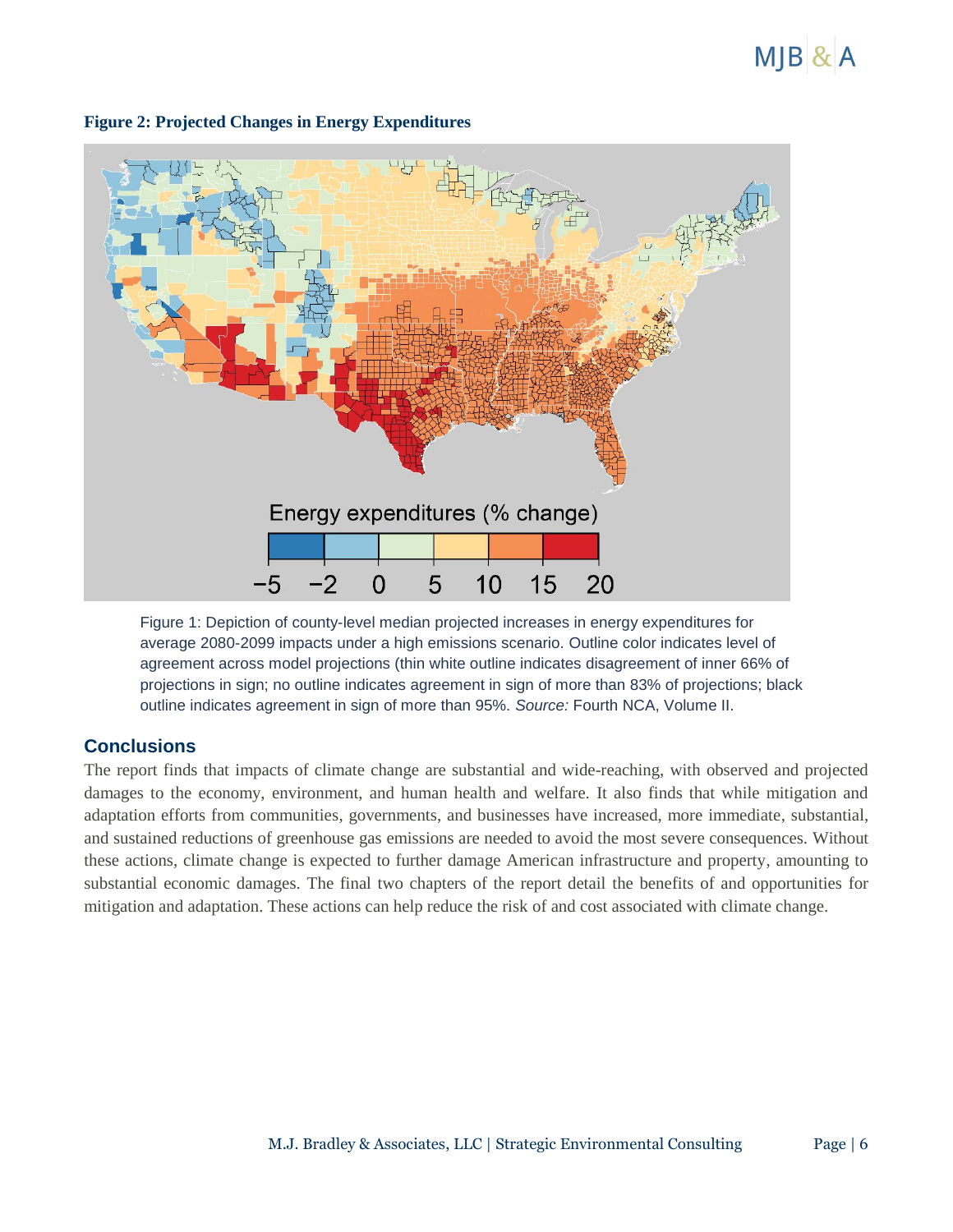**Figure 2: Projected Changes in Energy Expenditures**

Figure 1: Depiction of county-level median projected increases in energy expenditures for average 2080-2099 impacts under a high emissions scenario. Outline color indicates level of agreement across model projections (thin white outline indicates disagreement of inner 66% of projections in sign; no outline indicates agreement in sign of more than 83% of projections; black outline indicates agreement in sign of more than 95%. *Source:* Fourth NCA, Volume II.

## Conclusions

The report finds that impacts of climate change are substantial and wide-reaching, with observed and projected damages to the economy, environment, and human health and welfare. It also finds that while mitigation and adaptation efforts from communities, governments, and businesses have increased, more immediate, substantial, and sustained reductions of greenhouse gas emissions are needed to avoid the most severe consequences. Without these actions, climate change is expected to further damage American infrastructure and property, amounting to substantial economic damages. The final two chapters of the report detail the benefits of and opportunities for mitigation and adaptation. These actions can help reduce the risk of and cost associated with climate change.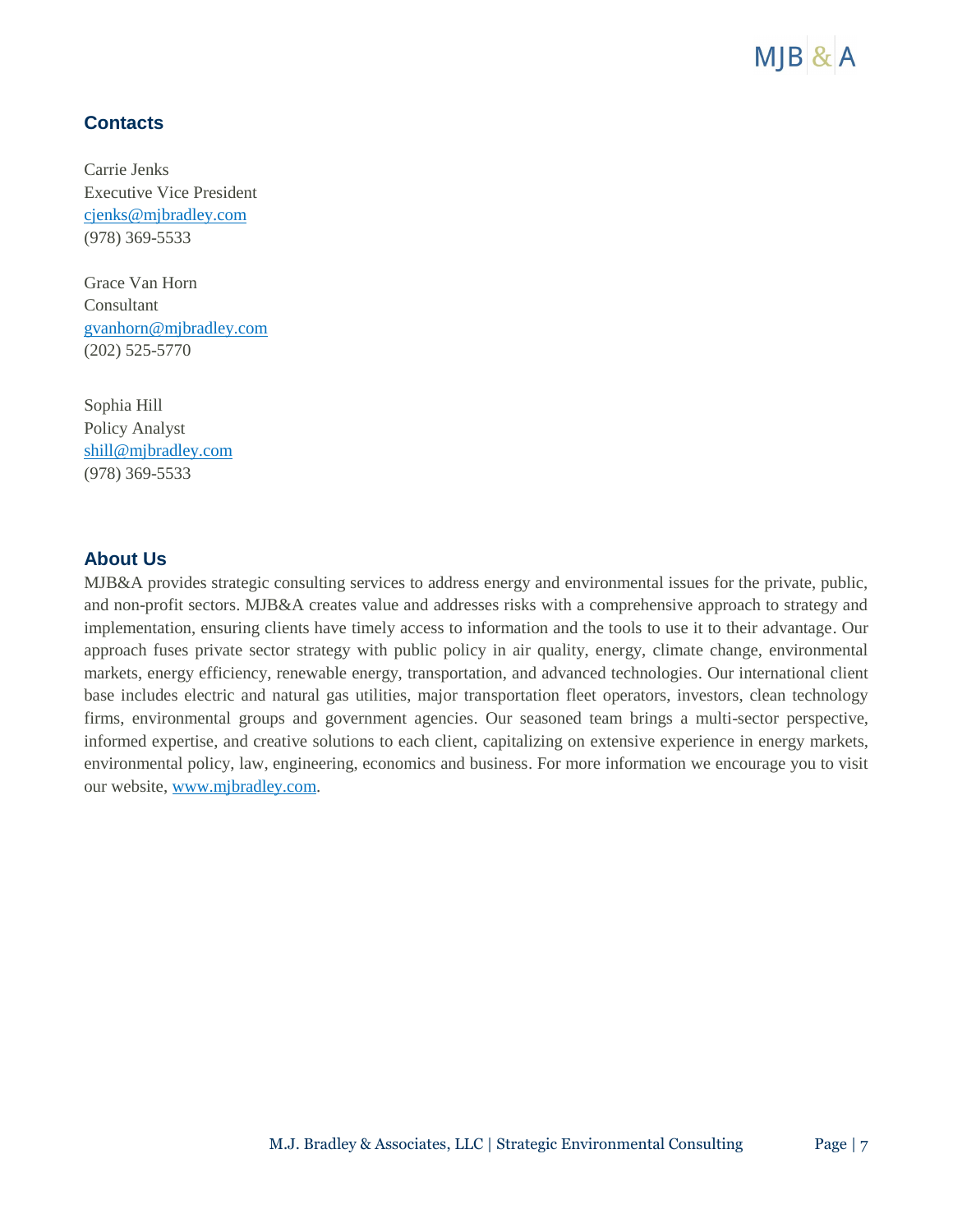## Contacts

Carrie Jenks
Executive Vice President
cjenks@mjbradley.com
(978) 369-5533

Grace Van Horn
Consultant
gvanhorn@mjbradley.com
(202) 525-5770

Sophia Hill
Policy Analyst
shill@mjbradley.com
(978) 369-5533

## About Us

MJB&A provides strategic consulting services to address energy and environmental issues for the private, public, and non-profit sectors. MJB&A creates value and addresses risks with a comprehensive approach to strategy and implementation, ensuring clients have timely access to information and the tools to use it to their advantage. Our approach fuses private sector strategy with public policy in air quality, energy, climate change, environmental markets, energy efficiency, renewable energy, transportation, and advanced technologies. Our international client base includes electric and natural gas utilities, major transportation fleet operators, investors, clean technology firms, environmental groups and government agencies. Our seasoned team brings a multi-sector perspective, informed expertise, and creative solutions to each client, capitalizing on extensive experience in energy markets, environmental policy, law, engineering, economics and business. For more information we encourage you to visit our website, www.mjbradley.com.